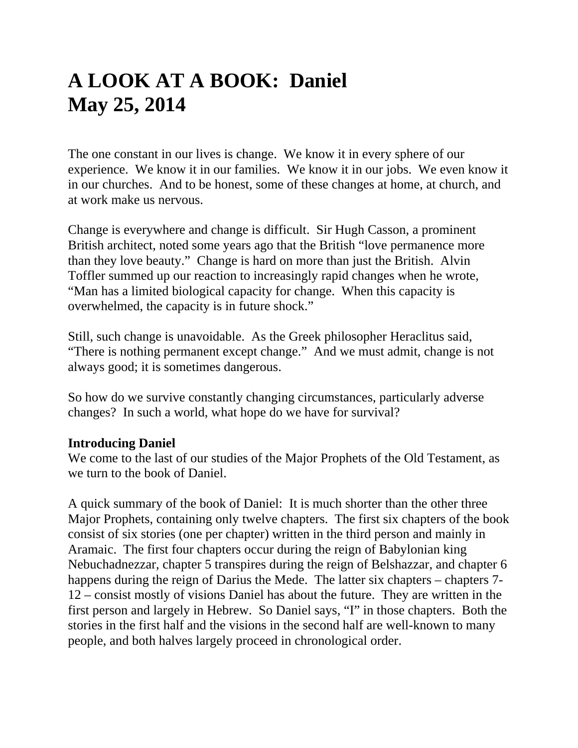# A LOOK AT A BOOK: Daniel
# May 25, 2014

The one constant in our lives is change. We know it in every sphere of our experience. We know it in our families. We know it in our jobs. We even know it in our churches. And to be honest, some of these changes at home, at church, and at work make us nervous.

Change is everywhere and change is difficult. Sir Hugh Casson, a prominent British architect, noted some years ago that the British "love permanence more than they love beauty." Change is hard on more than just the British. Alvin Toffler summed up our reaction to increasingly rapid changes when he wrote, "Man has a limited biological capacity for change. When this capacity is overwhelmed, the capacity is in future shock."

Still, such change is unavoidable. As the Greek philosopher Heraclitus said, "There is nothing permanent except change." And we must admit, change is not always good; it is sometimes dangerous.

So how do we survive constantly changing circumstances, particularly adverse changes? In such a world, what hope do we have for survival?

**Introducing Daniel**

We come to the last of our studies of the Major Prophets of the Old Testament, as we turn to the book of Daniel.

A quick summary of the book of Daniel: It is much shorter than the other three Major Prophets, containing only twelve chapters. The first six chapters of the book consist of six stories (one per chapter) written in the third person and mainly in Aramaic. The first four chapters occur during the reign of Babylonian king Nebuchadnezzar, chapter 5 transpires during the reign of Belshazzar, and chapter 6 happens during the reign of Darius the Mede. The latter six chapters – chapters 7-12 – consist mostly of visions Daniel has about the future. They are written in the first person and largely in Hebrew. So Daniel says, "I" in those chapters. Both the stories in the first half and the visions in the second half are well-known to many people, and both halves largely proceed in chronological order.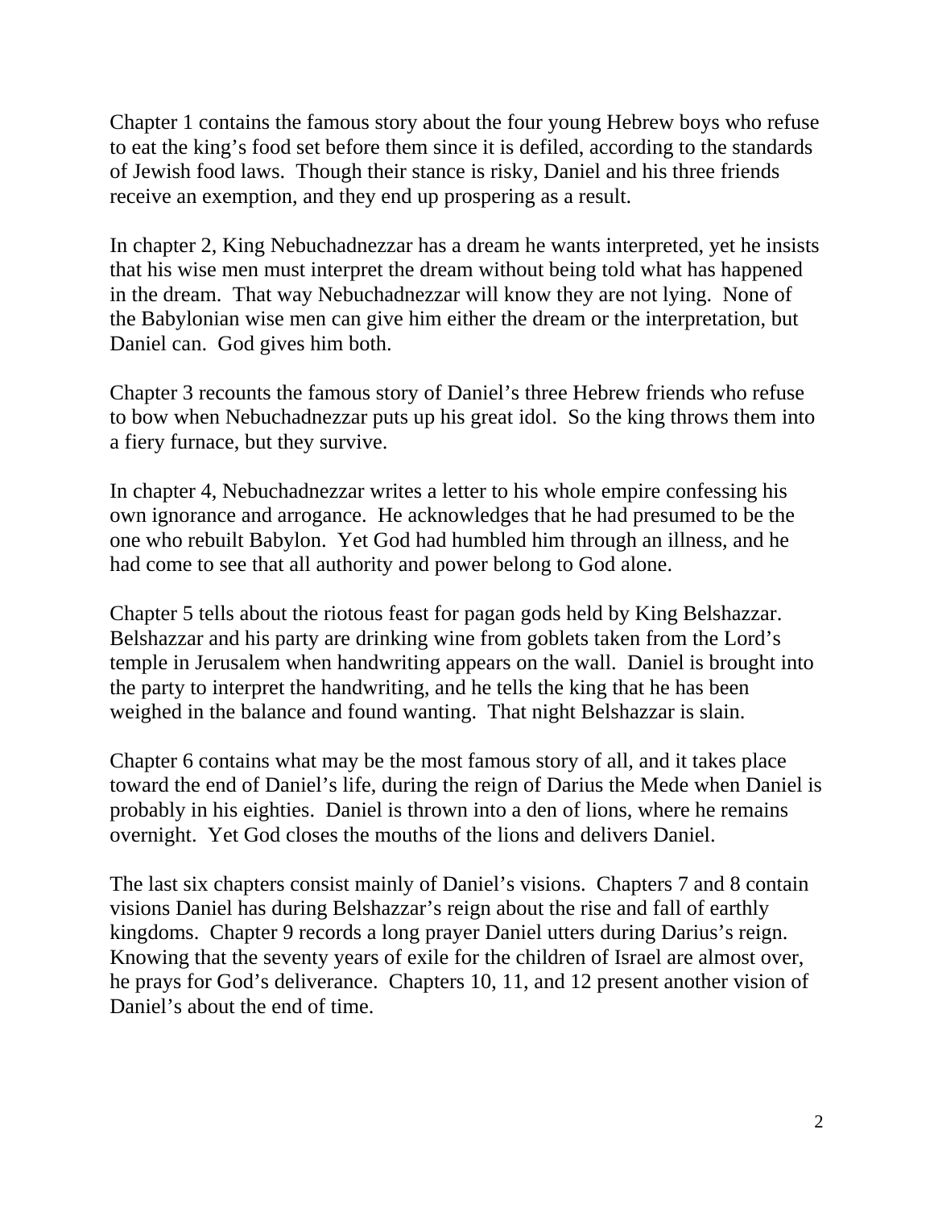Chapter 1 contains the famous story about the four young Hebrew boys who refuse to eat the king's food set before them since it is defiled, according to the standards of Jewish food laws. Though their stance is risky, Daniel and his three friends receive an exemption, and they end up prospering as a result.

In chapter 2, King Nebuchadnezzar has a dream he wants interpreted, yet he insists that his wise men must interpret the dream without being told what has happened in the dream. That way Nebuchadnezzar will know they are not lying. None of the Babylonian wise men can give him either the dream or the interpretation, but Daniel can. God gives him both.

Chapter 3 recounts the famous story of Daniel's three Hebrew friends who refuse to bow when Nebuchadnezzar puts up his great idol. So the king throws them into a fiery furnace, but they survive.

In chapter 4, Nebuchadnezzar writes a letter to his whole empire confessing his own ignorance and arrogance. He acknowledges that he had presumed to be the one who rebuilt Babylon. Yet God had humbled him through an illness, and he had come to see that all authority and power belong to God alone.

Chapter 5 tells about the riotous feast for pagan gods held by King Belshazzar. Belshazzar and his party are drinking wine from goblets taken from the Lord's temple in Jerusalem when handwriting appears on the wall. Daniel is brought into the party to interpret the handwriting, and he tells the king that he has been weighed in the balance and found wanting. That night Belshazzar is slain.

Chapter 6 contains what may be the most famous story of all, and it takes place toward the end of Daniel's life, during the reign of Darius the Mede when Daniel is probably in his eighties. Daniel is thrown into a den of lions, where he remains overnight. Yet God closes the mouths of the lions and delivers Daniel.

The last six chapters consist mainly of Daniel's visions. Chapters 7 and 8 contain visions Daniel has during Belshazzar's reign about the rise and fall of earthly kingdoms. Chapter 9 records a long prayer Daniel utters during Darius's reign. Knowing that the seventy years of exile for the children of Israel are almost over, he prays for God's deliverance. Chapters 10, 11, and 12 present another vision of Daniel's about the end of time.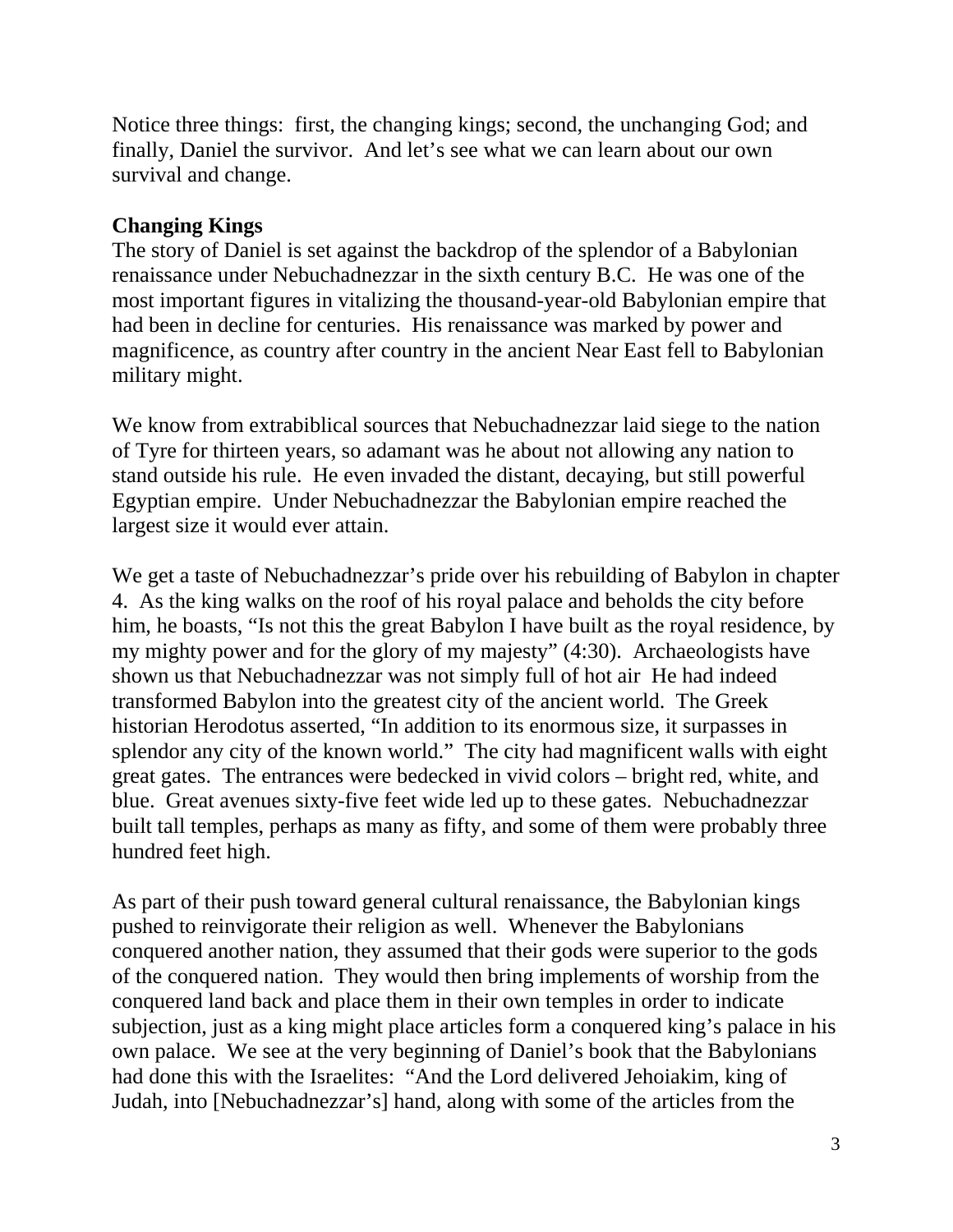Notice three things: first, the changing kings; second, the unchanging God; and finally, Daniel the survivor. And let's see what we can learn about our own survival and change.

**Changing Kings**

The story of Daniel is set against the backdrop of the splendor of a Babylonian renaissance under Nebuchadnezzar in the sixth century B.C. He was one of the most important figures in vitalizing the thousand-year-old Babylonian empire that had been in decline for centuries. His renaissance was marked by power and magnificence, as country after country in the ancient Near East fell to Babylonian military might.

We know from extrabiblical sources that Nebuchadnezzar laid siege to the nation of Tyre for thirteen years, so adamant was he about not allowing any nation to stand outside his rule. He even invaded the distant, decaying, but still powerful Egyptian empire. Under Nebuchadnezzar the Babylonian empire reached the largest size it would ever attain.

We get a taste of Nebuchadnezzar's pride over his rebuilding of Babylon in chapter 4. As the king walks on the roof of his royal palace and beholds the city before him, he boasts, "Is not this the great Babylon I have built as the royal residence, by my mighty power and for the glory of my majesty" (4:30). Archaeologists have shown us that Nebuchadnezzar was not simply full of hot air He had indeed transformed Babylon into the greatest city of the ancient world. The Greek historian Herodotus asserted, "In addition to its enormous size, it surpasses in splendor any city of the known world." The city had magnificent walls with eight great gates. The entrances were bedecked in vivid colors – bright red, white, and blue. Great avenues sixty-five feet wide led up to these gates. Nebuchadnezzar built tall temples, perhaps as many as fifty, and some of them were probably three hundred feet high.

As part of their push toward general cultural renaissance, the Babylonian kings pushed to reinvigorate their religion as well. Whenever the Babylonians conquered another nation, they assumed that their gods were superior to the gods of the conquered nation. They would then bring implements of worship from the conquered land back and place them in their own temples in order to indicate subjection, just as a king might place articles form a conquered king's palace in his own palace. We see at the very beginning of Daniel's book that the Babylonians had done this with the Israelites: "And the Lord delivered Jehoiakim, king of Judah, into [Nebuchadnezzar's] hand, along with some of the articles from the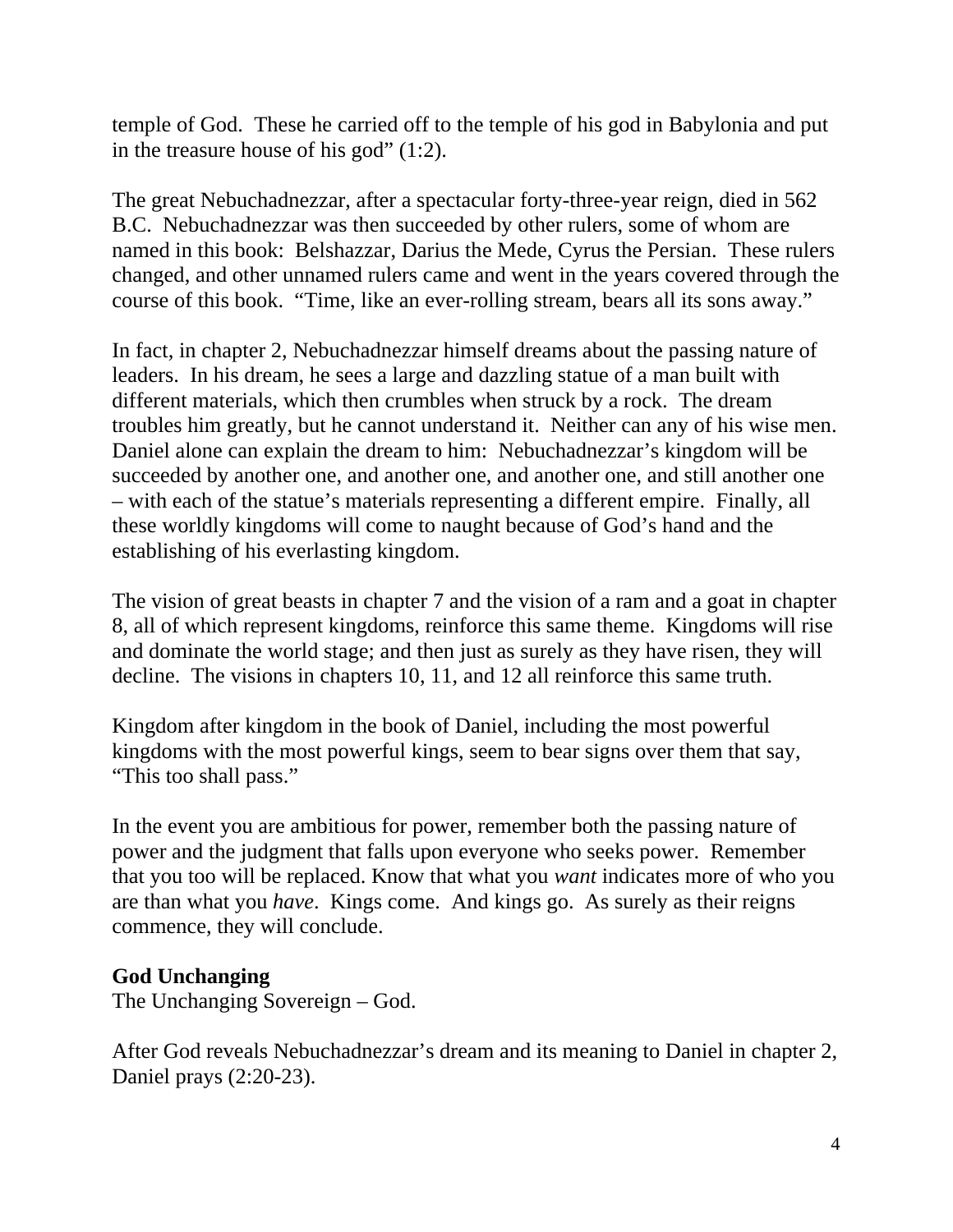temple of God.  These he carried off to the temple of his god in Babylonia and put in the treasure house of his god" (1:2).

The great Nebuchadnezzar, after a spectacular forty-three-year reign, died in 562 B.C.  Nebuchadnezzar was then succeeded by other rulers, some of whom are named in this book:  Belshazzar, Darius the Mede, Cyrus the Persian.  These rulers changed, and other unnamed rulers came and went in the years covered through the course of this book.  "Time, like an ever-rolling stream, bears all its sons away."

In fact, in chapter 2, Nebuchadnezzar himself dreams about the passing nature of leaders.  In his dream, he sees a large and dazzling statue of a man built with different materials, which then crumbles when struck by a rock.  The dream troubles him greatly, but he cannot understand it.  Neither can any of his wise men.  Daniel alone can explain the dream to him:  Nebuchadnezzar's kingdom will be succeeded by another one, and another one, and another one, and still another one – with each of the statue's materials representing a different empire.  Finally, all these worldly kingdoms will come to naught because of God's hand and the establishing of his everlasting kingdom.

The vision of great beasts in chapter 7 and the vision of a ram and a goat in chapter 8, all of which represent kingdoms, reinforce this same theme.  Kingdoms will rise and dominate the world stage; and then just as surely as they have risen, they will decline.  The visions in chapters 10, 11, and 12 all reinforce this same truth.

Kingdom after kingdom in the book of Daniel, including the most powerful kingdoms with the most powerful kings, seem to bear signs over them that say, "This too shall pass."

In the event you are ambitious for power, remember both the passing nature of power and the judgment that falls upon everyone who seeks power.  Remember that you too will be replaced. Know that what you *want* indicates more of who you are than what you *have*.  Kings come.  And kings go.  As surely as their reigns commence, they will conclude.

**God Unchanging**

The Unchanging Sovereign – God.

After God reveals Nebuchadnezzar's dream and its meaning to Daniel in chapter 2, Daniel prays (2:20-23).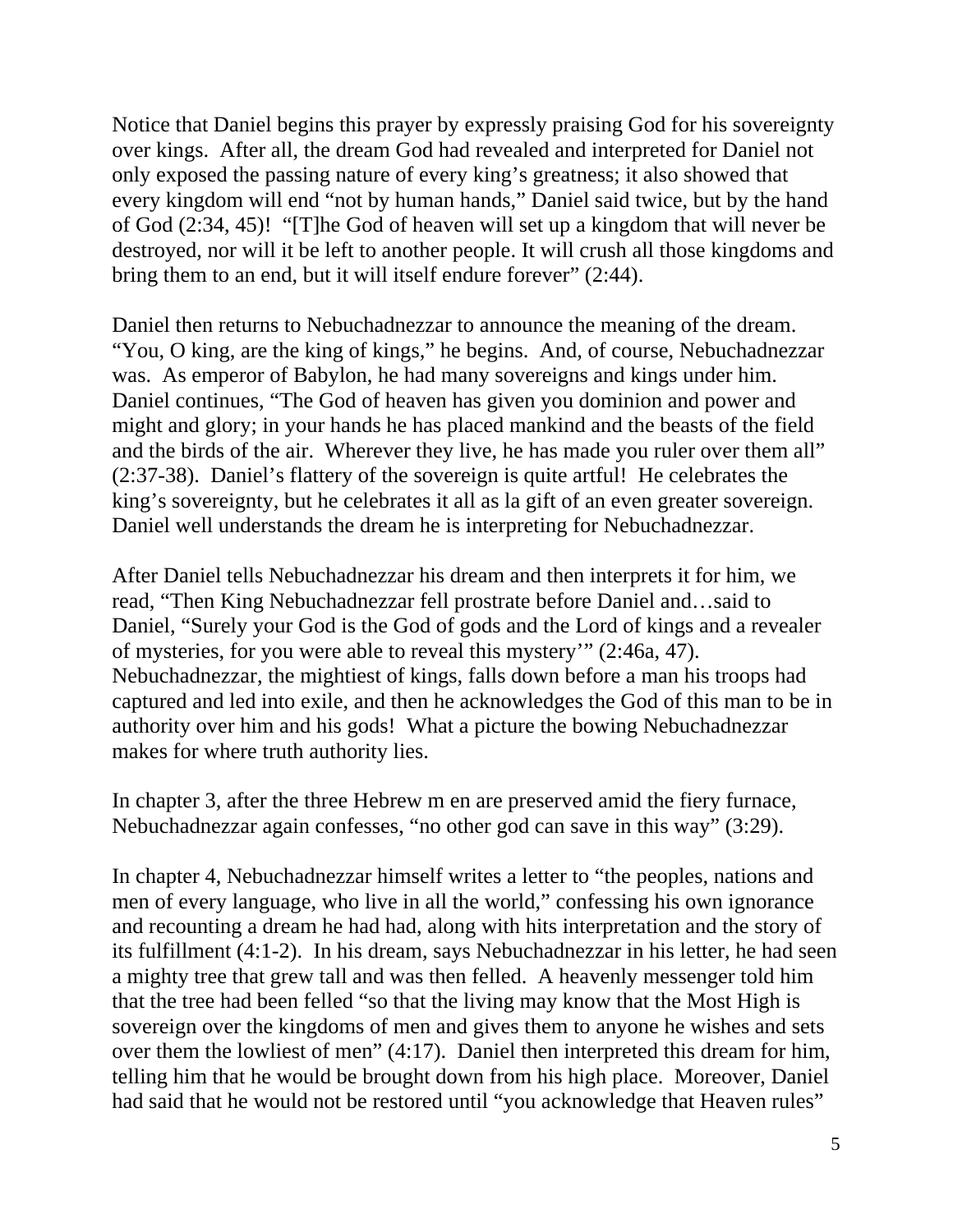Notice that Daniel begins this prayer by expressly praising God for his sovereignty over kings. After all, the dream God had revealed and interpreted for Daniel not only exposed the passing nature of every king's greatness; it also showed that every kingdom will end "not by human hands," Daniel said twice, but by the hand of God (2:34, 45)! "[T]he God of heaven will set up a kingdom that will never be destroyed, nor will it be left to another people. It will crush all those kingdoms and bring them to an end, but it will itself endure forever" (2:44).

Daniel then returns to Nebuchadnezzar to announce the meaning of the dream. "You, O king, are the king of kings," he begins. And, of course, Nebuchadnezzar was. As emperor of Babylon, he had many sovereigns and kings under him. Daniel continues, "The God of heaven has given you dominion and power and might and glory; in your hands he has placed mankind and the beasts of the field and the birds of the air. Wherever they live, he has made you ruler over them all" (2:37-38). Daniel's flattery of the sovereign is quite artful! He celebrates the king's sovereignty, but he celebrates it all as la gift of an even greater sovereign. Daniel well understands the dream he is interpreting for Nebuchadnezzar.

After Daniel tells Nebuchadnezzar his dream and then interprets it for him, we read, "Then King Nebuchadnezzar fell prostrate before Daniel and…said to Daniel, "Surely your God is the God of gods and the Lord of kings and a revealer of mysteries, for you were able to reveal this mystery'" (2:46a, 47). Nebuchadnezzar, the mightiest of kings, falls down before a man his troops had captured and led into exile, and then he acknowledges the God of this man to be in authority over him and his gods! What a picture the bowing Nebuchadnezzar makes for where truth authority lies.

In chapter 3, after the three Hebrew m en are preserved amid the fiery furnace, Nebuchadnezzar again confesses, "no other god can save in this way" (3:29).

In chapter 4, Nebuchadnezzar himself writes a letter to "the peoples, nations and men of every language, who live in all the world," confessing his own ignorance and recounting a dream he had had, along with hits interpretation and the story of its fulfillment (4:1-2). In his dream, says Nebuchadnezzar in his letter, he had seen a mighty tree that grew tall and was then felled. A heavenly messenger told him that the tree had been felled "so that the living may know that the Most High is sovereign over the kingdoms of men and gives them to anyone he wishes and sets over them the lowliest of men" (4:17). Daniel then interpreted this dream for him, telling him that he would be brought down from his high place. Moreover, Daniel had said that he would not be restored until "you acknowledge that Heaven rules"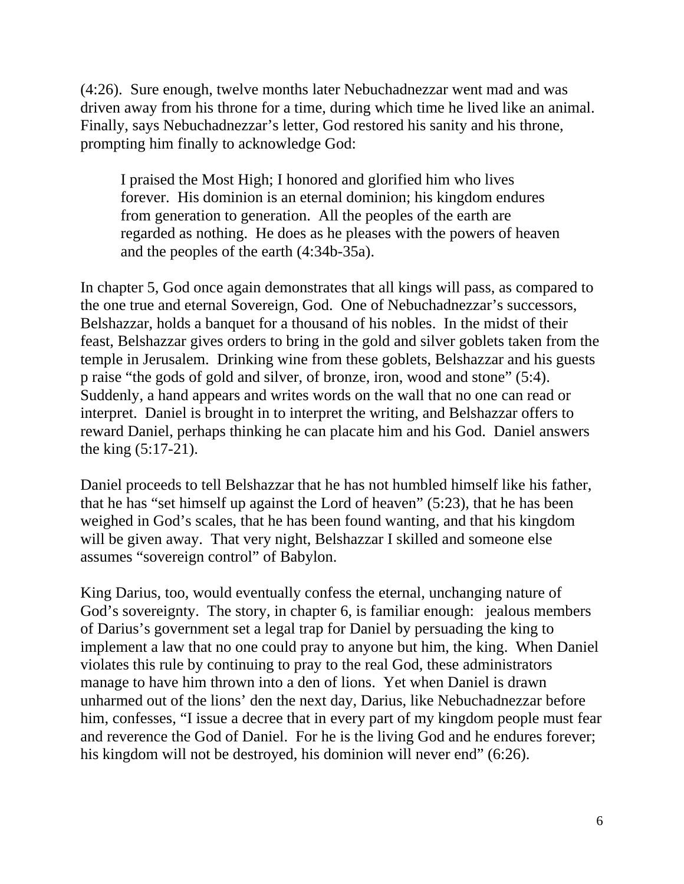(4:26). Sure enough, twelve months later Nebuchadnezzar went mad and was driven away from his throne for a time, during which time he lived like an animal. Finally, says Nebuchadnezzar's letter, God restored his sanity and his throne, prompting him finally to acknowledge God:

> I praised the Most High; I honored and glorified him who lives forever. His dominion is an eternal dominion; his kingdom endures from generation to generation. All the peoples of the earth are regarded as nothing. He does as he pleases with the powers of heaven and the peoples of the earth (4:34b-35a).

In chapter 5, God once again demonstrates that all kings will pass, as compared to the one true and eternal Sovereign, God. One of Nebuchadnezzar's successors, Belshazzar, holds a banquet for a thousand of his nobles. In the midst of their feast, Belshazzar gives orders to bring in the gold and silver goblets taken from the temple in Jerusalem. Drinking wine from these goblets, Belshazzar and his guests p raise "the gods of gold and silver, of bronze, iron, wood and stone" (5:4). Suddenly, a hand appears and writes words on the wall that no one can read or interpret. Daniel is brought in to interpret the writing, and Belshazzar offers to reward Daniel, perhaps thinking he can placate him and his God. Daniel answers the king (5:17-21).

Daniel proceeds to tell Belshazzar that he has not humbled himself like his father, that he has "set himself up against the Lord of heaven" (5:23), that he has been weighed in God's scales, that he has been found wanting, and that his kingdom will be given away. That very night, Belshazzar I skilled and someone else assumes "sovereign control" of Babylon.

King Darius, too, would eventually confess the eternal, unchanging nature of God's sovereignty. The story, in chapter 6, is familiar enough: jealous members of Darius's government set a legal trap for Daniel by persuading the king to implement a law that no one could pray to anyone but him, the king. When Daniel violates this rule by continuing to pray to the real God, these administrators manage to have him thrown into a den of lions. Yet when Daniel is drawn unharmed out of the lions' den the next day, Darius, like Nebuchadnezzar before him, confesses, "I issue a decree that in every part of my kingdom people must fear and reverence the God of Daniel. For he is the living God and he endures forever; his kingdom will not be destroyed, his dominion will never end" (6:26).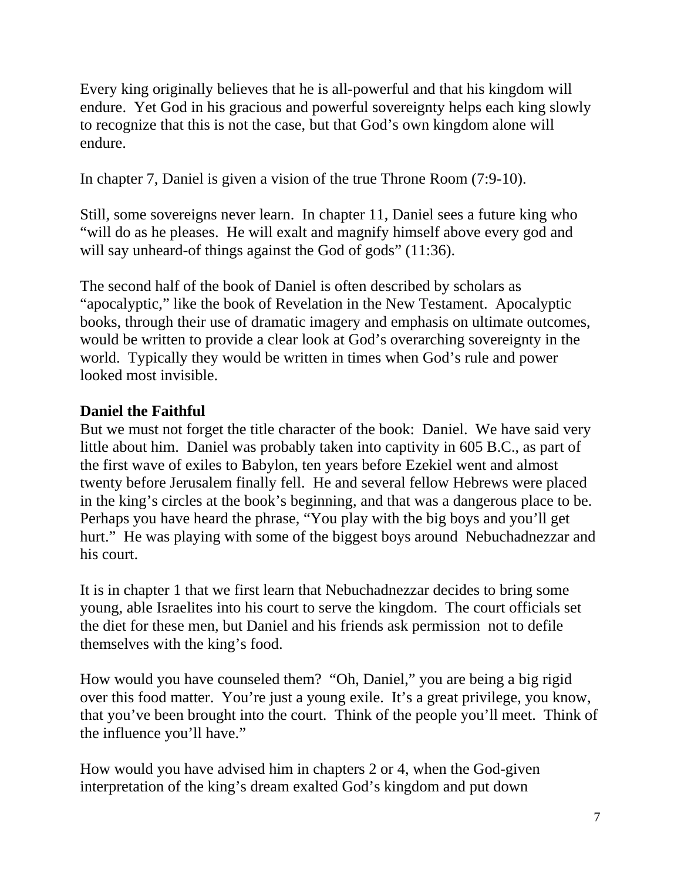Every king originally believes that he is all-powerful and that his kingdom will endure. Yet God in his gracious and powerful sovereignty helps each king slowly to recognize that this is not the case, but that God's own kingdom alone will endure.

In chapter 7, Daniel is given a vision of the true Throne Room (7:9-10).

Still, some sovereigns never learn. In chapter 11, Daniel sees a future king who "will do as he pleases. He will exalt and magnify himself above every god and will say unheard-of things against the God of gods" (11:36).

The second half of the book of Daniel is often described by scholars as "apocalyptic," like the book of Revelation in the New Testament. Apocalyptic books, through their use of dramatic imagery and emphasis on ultimate outcomes, would be written to provide a clear look at God's overarching sovereignty in the world. Typically they would be written in times when God's rule and power looked most invisible.

**Daniel the Faithful**

But we must not forget the title character of the book: Daniel. We have said very little about him. Daniel was probably taken into captivity in 605 B.C., as part of the first wave of exiles to Babylon, ten years before Ezekiel went and almost twenty before Jerusalem finally fell. He and several fellow Hebrews were placed in the king's circles at the book's beginning, and that was a dangerous place to be. Perhaps you have heard the phrase, "You play with the big boys and you'll get hurt." He was playing with some of the biggest boys around Nebuchadnezzar and his court.

It is in chapter 1 that we first learn that Nebuchadnezzar decides to bring some young, able Israelites into his court to serve the kingdom. The court officials set the diet for these men, but Daniel and his friends ask permission not to defile themselves with the king's food.

How would you have counseled them? "Oh, Daniel," you are being a big rigid over this food matter. You're just a young exile. It's a great privilege, you know, that you've been brought into the court. Think of the people you'll meet. Think of the influence you'll have."

How would you have advised him in chapters 2 or 4, when the God-given interpretation of the king's dream exalted God's kingdom and put down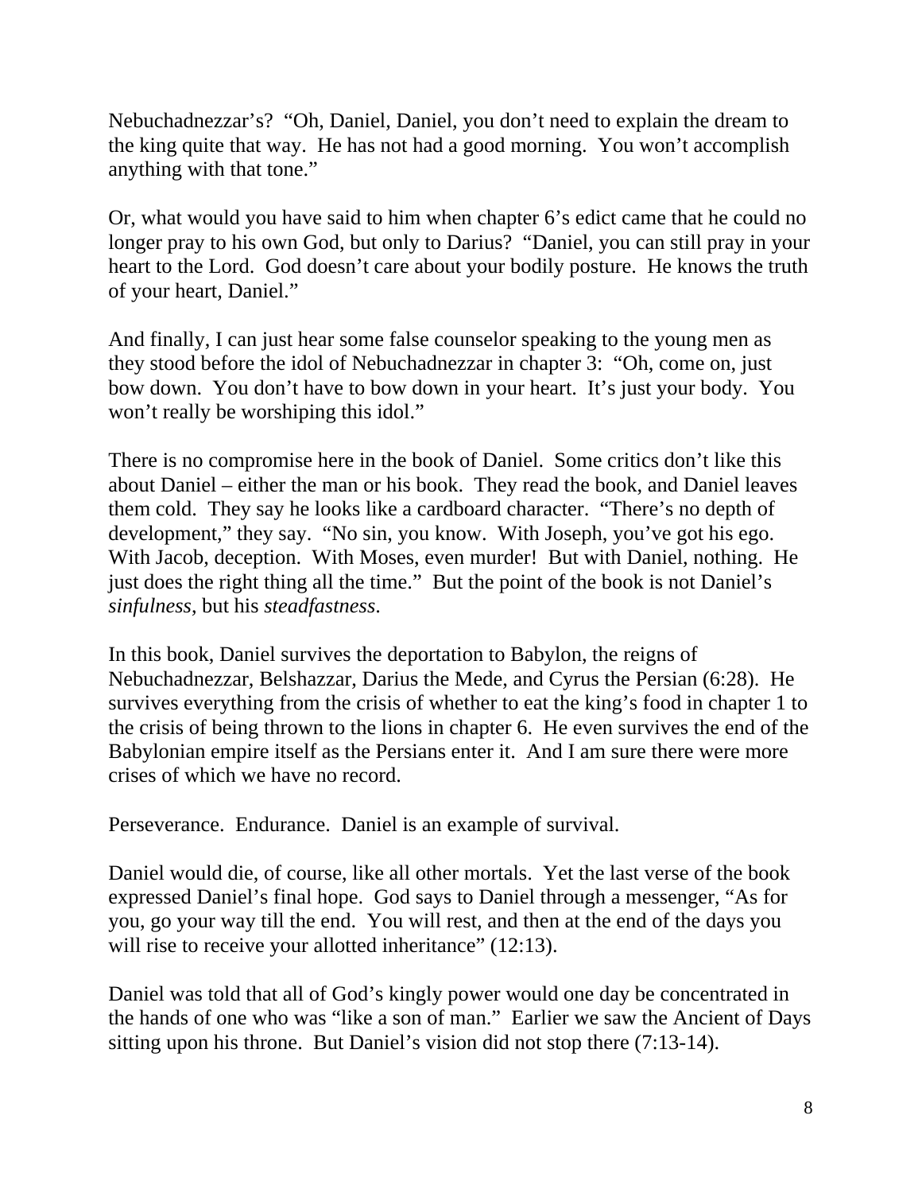Nebuchadnezzar's? "Oh, Daniel, Daniel, you don't need to explain the dream to the king quite that way. He has not had a good morning. You won't accomplish anything with that tone."

Or, what would you have said to him when chapter 6's edict came that he could no longer pray to his own God, but only to Darius? "Daniel, you can still pray in your heart to the Lord. God doesn't care about your bodily posture. He knows the truth of your heart, Daniel."

And finally, I can just hear some false counselor speaking to the young men as they stood before the idol of Nebuchadnezzar in chapter 3: "Oh, come on, just bow down. You don't have to bow down in your heart. It's just your body. You won't really be worshiping this idol."

There is no compromise here in the book of Daniel. Some critics don't like this about Daniel – either the man or his book. They read the book, and Daniel leaves them cold. They say he looks like a cardboard character. "There's no depth of development," they say. "No sin, you know. With Joseph, you've got his ego. With Jacob, deception. With Moses, even murder! But with Daniel, nothing. He just does the right thing all the time." But the point of the book is not Daniel's *sinfulness*, but his *steadfastness*.

In this book, Daniel survives the deportation to Babylon, the reigns of Nebuchadnezzar, Belshazzar, Darius the Mede, and Cyrus the Persian (6:28). He survives everything from the crisis of whether to eat the king's food in chapter 1 to the crisis of being thrown to the lions in chapter 6. He even survives the end of the Babylonian empire itself as the Persians enter it. And I am sure there were more crises of which we have no record.

Perseverance. Endurance. Daniel is an example of survival.

Daniel would die, of course, like all other mortals. Yet the last verse of the book expressed Daniel's final hope. God says to Daniel through a messenger, "As for you, go your way till the end. You will rest, and then at the end of the days you will rise to receive your allotted inheritance" (12:13).

Daniel was told that all of God's kingly power would one day be concentrated in the hands of one who was "like a son of man." Earlier we saw the Ancient of Days sitting upon his throne. But Daniel's vision did not stop there (7:13-14).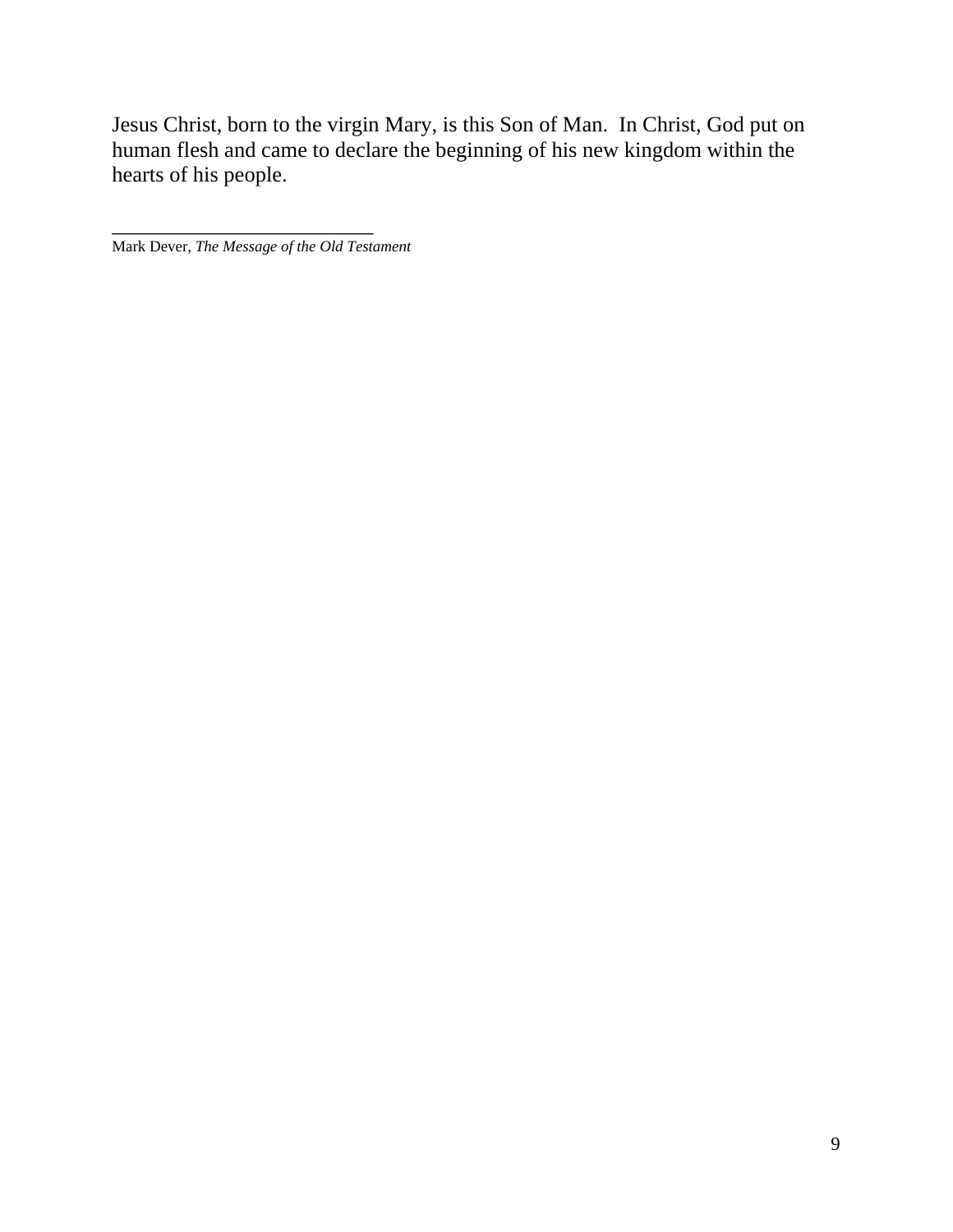Jesus Christ, born to the virgin Mary, is this Son of Man.  In Christ, God put on human flesh and came to declare the beginning of his new kingdom within the hearts of his people.

---

Mark Dever, *The Message of the Old Testament*